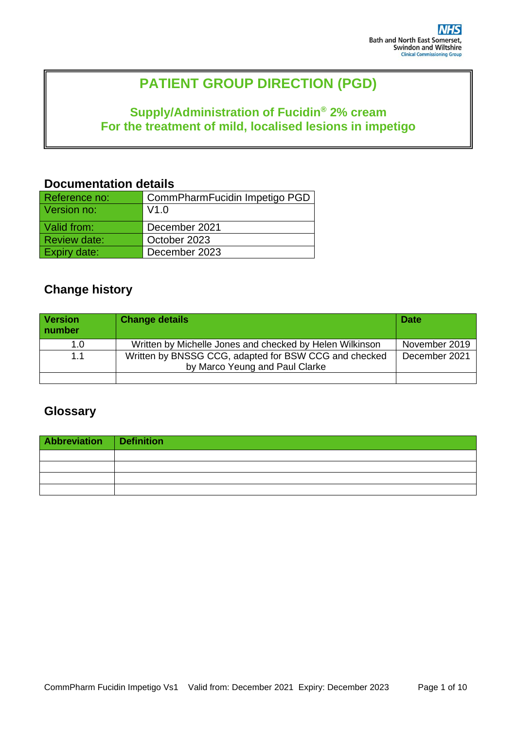Bath and North East Somerset, Swindon and Wiltshire Clinical Commissioning Group

# PATIENT GROUP DIRECTION (PGD)

## Supply/Administration of Fucidin® 2% cream For the treatment of mild, localised lesions in impetigo

### Documentation details

| Reference no: | CommPharmFucidin Impetigo PGD |
|---|---|
| Version no: | V1.0 |
| Valid from: | December 2021 |
| Review date: | October 2023 |
| Expiry date: | December 2023 |

### Change history

| Version number | Change details | Date |
|---|---|---|
| 1.0 | Written by Michelle Jones and checked by Helen Wilkinson | November 2019 |
| 1.1 | Written by BNSSG CCG, adapted for BSW CCG and checked by Marco Yeung and Paul Clarke | December 2021 |
| | | |

### Glossary

| Abbreviation | Definition |
|---|---|
| | |
| | |
| | |
| | |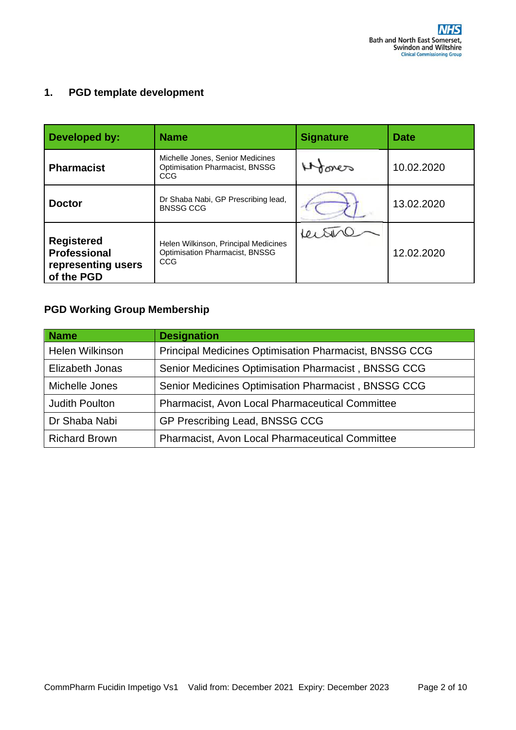## 1. PGD template development

| Developed by: | Name | Signature | Date |
|---|---|---|---|
| **Pharmacist** | Michelle Jones, Senior Medicines Optimisation Pharmacist, BNSSG CCG | | 10.02.2020 |
| **Doctor** | Dr Shaba Nabi, GP Prescribing lead, BNSSG CCG | | 13.02.2020 |
| **Registered Professional representing users of the PGD** | Helen Wilkinson, Principal Medicines Optimisation Pharmacist, BNSSG CCG | | 12.02.2020 |

### PGD Working Group Membership

| Name | Designation |
|---|---|
| Helen Wilkinson | Principal Medicines Optimisation Pharmacist, BNSSG CCG |
| Elizabeth Jonas | Senior Medicines Optimisation Pharmacist , BNSSG CCG |
| Michelle Jones | Senior Medicines Optimisation Pharmacist , BNSSG CCG |
| Judith Poulton | Pharmacist, Avon Local Pharmaceutical Committee |
| Dr Shaba Nabi | GP Prescribing Lead, BNSSG CCG |
| Richard Brown | Pharmacist, Avon Local Pharmaceutical Committee |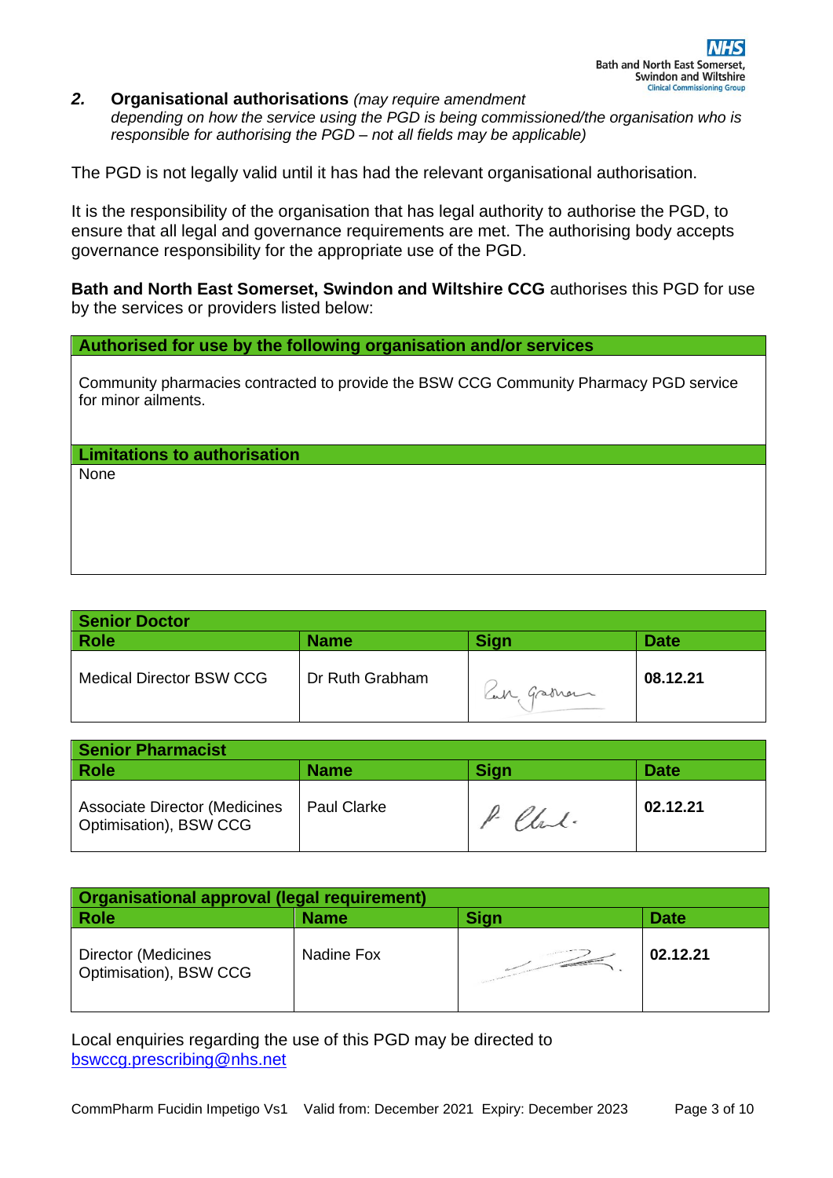## 2. Organisational authorisations *(may require amendment depending on how the service using the PGD is being commissioned/the organisation who is responsible for authorising the PGD – not all fields may be applicable)*

The PGD is not legally valid until it has had the relevant organisational authorisation.

It is the responsibility of the organisation that has legal authority to authorise the PGD, to ensure that all legal and governance requirements are met. The authorising body accepts governance responsibility for the appropriate use of the PGD.

**Bath and North East Somerset, Swindon and Wiltshire CCG** authorises this PGD for use by the services or providers listed below:

| Authorised for use by the following organisation and/or services |
|---|
| Community pharmacies contracted to provide the BSW CCG Community Pharmacy PGD service for minor ailments. |
| **Limitations to authorisation** |
| None |

| Senior Doctor | | | |
|---|---|---|---|
| **Role** | **Name** | **Sign** | **Date** |
| Medical Director BSW CCG | Dr Ruth Grabham | | **08.12.21** |

| Senior Pharmacist | | | |
|---|---|---|---|
| **Role** | **Name** | **Sign** | **Date** |
| Associate Director (Medicines Optimisation), BSW CCG | Paul Clarke | | **02.12.21** |

| Organisational approval (legal requirement) | | | |
|---|---|---|---|
| **Role** | **Name** | **Sign** | **Date** |
| Director (Medicines Optimisation), BSW CCG | Nadine Fox | | **02.12.21** |

Local enquiries regarding the use of this PGD may be directed to bswccg.prescribing@nhs.net

CommPharm Fucidin Impetigo Vs1 Valid from: December 2021 Expiry: December 2023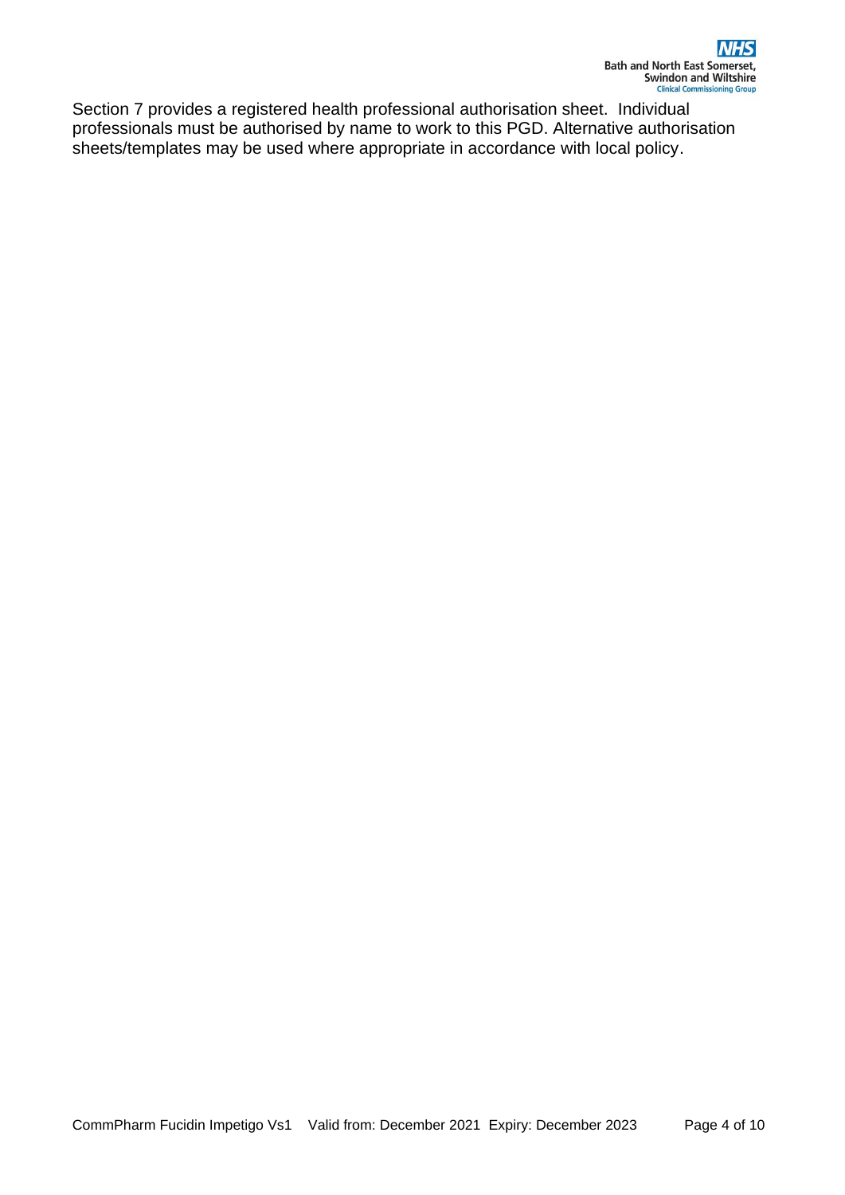Section 7 provides a registered health professional authorisation sheet. Individual professionals must be authorised by name to work to this PGD. Alternative authorisation sheets/templates may be used where appropriate in accordance with local policy.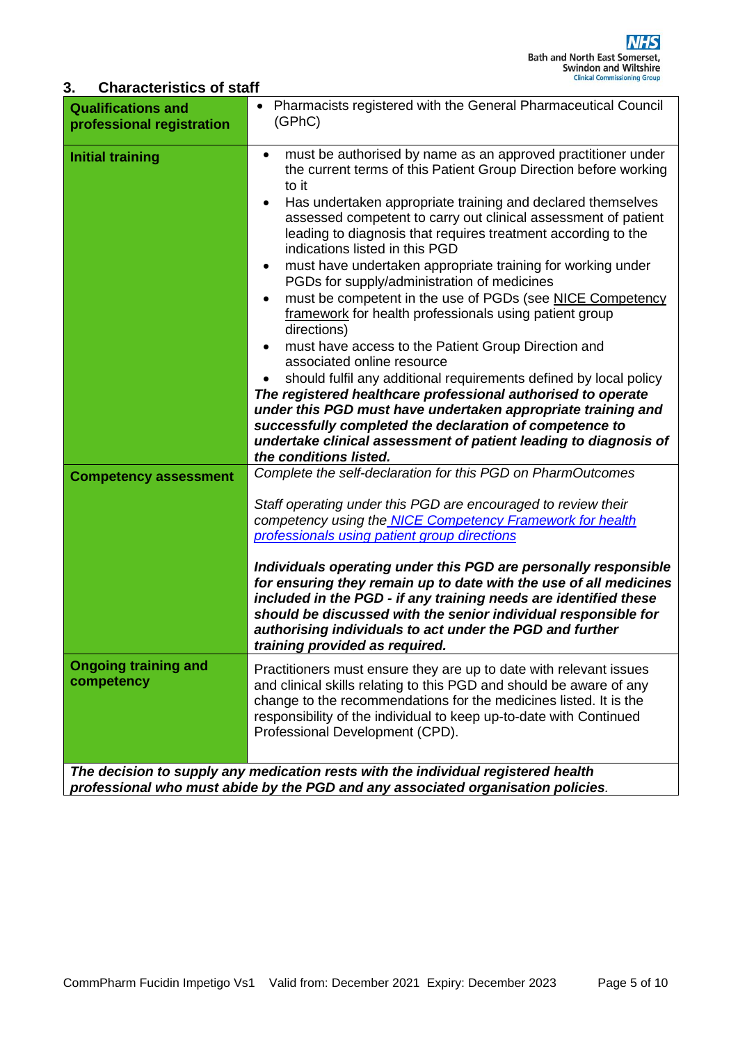## 3. Characteristics of staff

| | |
|---|---|
| **Qualifications and professional registration** | • Pharmacists registered with the General Pharmaceutical Council (GPhC) |
| **Initial training** | • must be authorised by name as an approved practitioner under the current terms of this Patient Group Direction before working to it<br>• Has undertaken appropriate training and declared themselves assessed competent to carry out clinical assessment of patient leading to diagnosis that requires treatment according to the indications listed in this PGD<br>• must have undertaken appropriate training for working under PGDs for supply/administration of medicines<br>• must be competent in the use of PGDs (see NICE Competency framework for health professionals using patient group directions)<br>• must have access to the Patient Group Direction and associated online resource<br>• should fulfil any additional requirements defined by local policy<br>***The registered healthcare professional authorised to operate under this PGD must have undertaken appropriate training and successfully completed the declaration of competence to undertake clinical assessment of patient leading to diagnosis of the conditions listed.*** |
| **Competency assessment** | *Complete the self-declaration for this PGD on PharmOutcomes*<br><br>*Staff operating under this PGD are encouraged to review their competency using the NICE Competency Framework for health professionals using patient group directions*<br><br>***Individuals operating under this PGD are personally responsible for ensuring they remain up to date with the use of all medicines included in the PGD - if any training needs are identified these should be discussed with the senior individual responsible for authorising individuals to act under the PGD and further training provided as required.*** |
| **Ongoing training and competency** | Practitioners must ensure they are up to date with relevant issues and clinical skills relating to this PGD and should be aware of any change to the recommendations for the medicines listed. It is the responsibility of the individual to keep up-to-date with Continued Professional Development (CPD). |

***The decision to supply any medication rests with the individual registered health professional who must abide by the PGD and any associated organisation policies.***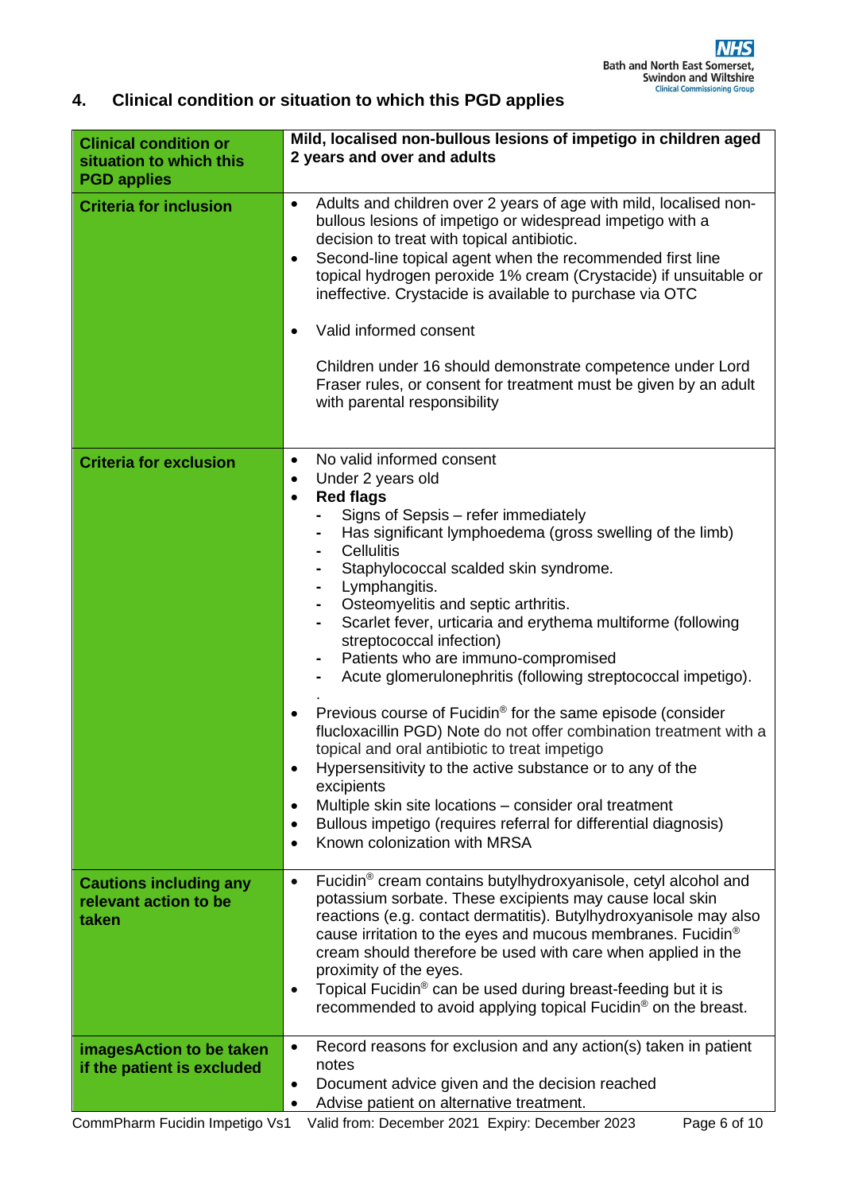## 4. Clinical condition or situation to which this PGD applies

| **Clinical condition or situation to which this PGD applies** | **Mild, localised non-bullous lesions of impetigo in children aged 2 years and over and adults** |
|---|---|
| **Criteria for inclusion** | • Adults and children over 2 years of age with mild, localised non-bullous lesions of impetigo or widespread impetigo with a decision to treat with topical antibiotic.<br>• Second-line topical agent when the recommended first line topical hydrogen peroxide 1% cream (Crystacide) if unsuitable or ineffective. Crystacide is available to purchase via OTC<br><br>• Valid informed consent<br><br>Children under 16 should demonstrate competence under Lord Fraser rules, or consent for treatment must be given by an adult with parental responsibility |
| **Criteria for exclusion** | • No valid informed consent<br>• Under 2 years old<br>• **Red flags**<br>- Signs of Sepsis – refer immediately<br>- Has significant lymphoedema (gross swelling of the limb)<br>- Cellulitis<br>- Staphylococcal scalded skin syndrome.<br>- Lymphangitis.<br>- Osteomyelitis and septic arthritis.<br>- Scarlet fever, urticaria and erythema multiforme (following streptococcal infection)<br>- Patients who are immuno-compromised<br>- Acute glomerulonephritis (following streptococcal impetigo).<br>.<br>• Previous course of Fucidin® for the same episode (consider flucloxacillin PGD) Note do not offer combination treatment with a topical and oral antibiotic to treat impetigo<br>• Hypersensitivity to the active substance or to any of the excipients<br>• Multiple skin site locations – consider oral treatment<br>• Bullous impetigo (requires referral for differential diagnosis)<br>• Known colonization with MRSA |
| **Cautions including any relevant action to be taken** | • Fucidin® cream contains butylhydroxyanisole, cetyl alcohol and potassium sorbate. These excipients may cause local skin reactions (e.g. contact dermatitis). Butylhydroxyanisole may also cause irritation to the eyes and mucous membranes. Fucidin® cream should therefore be used with care when applied in the proximity of the eyes.<br>• Topical Fucidin® can be used during breast-feeding but it is recommended to avoid applying topical Fucidin® on the breast. |
| **imagesAction to be taken if the patient is excluded** | • Record reasons for exclusion and any action(s) taken in patient notes<br>• Document advice given and the decision reached<br>• Advise patient on alternative treatment. |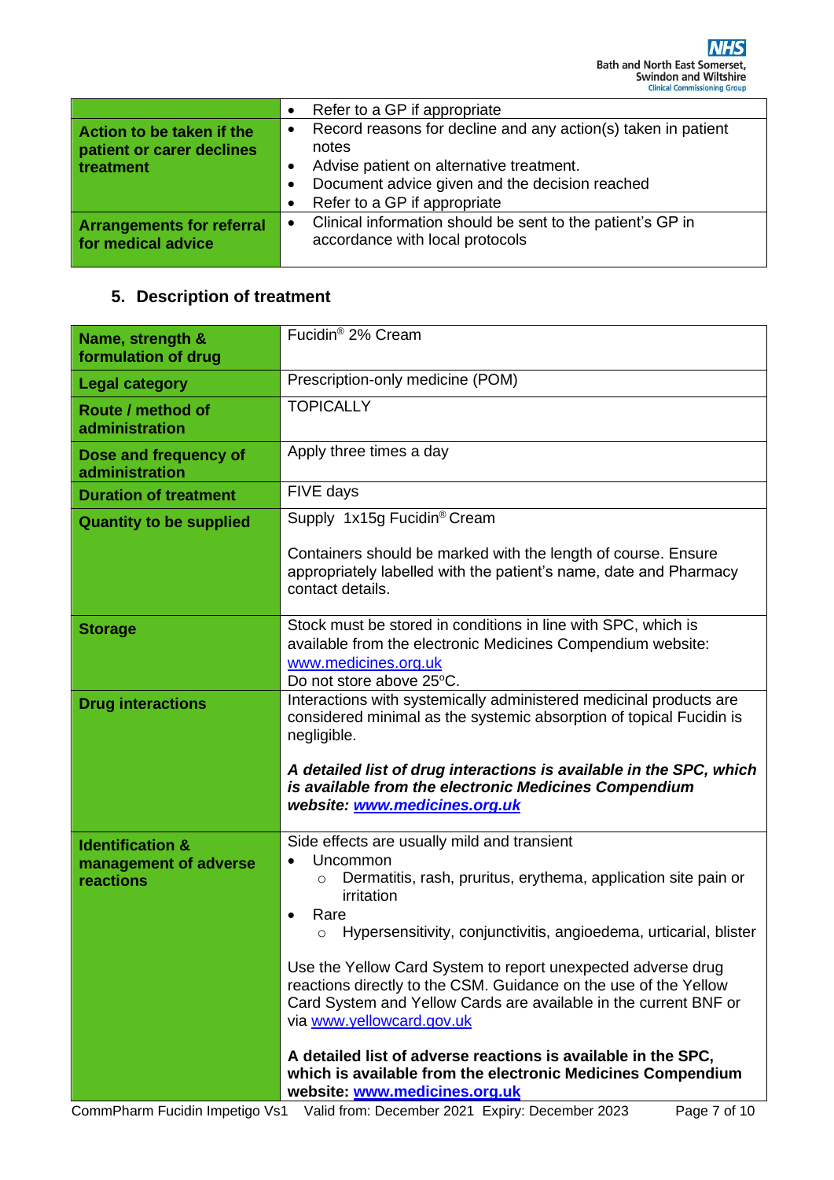| | |
|---|---|
| | • Refer to a GP if appropriate |
| **Action to be taken if the patient or carer declines treatment** | • Record reasons for decline and any action(s) taken in patient notes<br>• Advise patient on alternative treatment.<br>• Document advice given and the decision reached<br>• Refer to a GP if appropriate |
| **Arrangements for referral for medical advice** | • Clinical information should be sent to the patient's GP in accordance with local protocols |

## 5. Description of treatment

| | |
|---|---|
| **Name, strength & formulation of drug** | Fucidin® 2% Cream |
| **Legal category** | Prescription-only medicine (POM) |
| **Route / method of administration** | TOPICALLY |
| **Dose and frequency of administration** | Apply three times a day |
| **Duration of treatment** | FIVE days |
| **Quantity to be supplied** | Supply 1x15g Fucidin® Cream<br><br>Containers should be marked with the length of course. Ensure appropriately labelled with the patient's name, date and Pharmacy contact details. |
| **Storage** | Stock must be stored in conditions in line with SPC, which is available from the electronic Medicines Compendium website: www.medicines.org.uk<br>Do not store above 25°C. |
| **Drug interactions** | Interactions with systemically administered medicinal products are considered minimal as the systemic absorption of topical Fucidin is negligible.<br><br>***A detailed list of drug interactions is available in the SPC, which is available from the electronic Medicines Compendium website: www.medicines.org.uk*** |
| **Identification & management of adverse reactions** | Side effects are usually mild and transient<br>• Uncommon<br>  ○ Dermatitis, rash, pruritus, erythema, application site pain or irritation<br>• Rare<br>  ○ Hypersensitivity, conjunctivitis, angioedema, urticarial, blister<br><br>Use the Yellow Card System to report unexpected adverse drug reactions directly to the CSM. Guidance on the use of the Yellow Card System and Yellow Cards are available in the current BNF or via www.yellowcard.gov.uk<br><br>**A detailed list of adverse reactions is available in the SPC, which is available from the electronic Medicines Compendium website: www.medicines.org.uk** |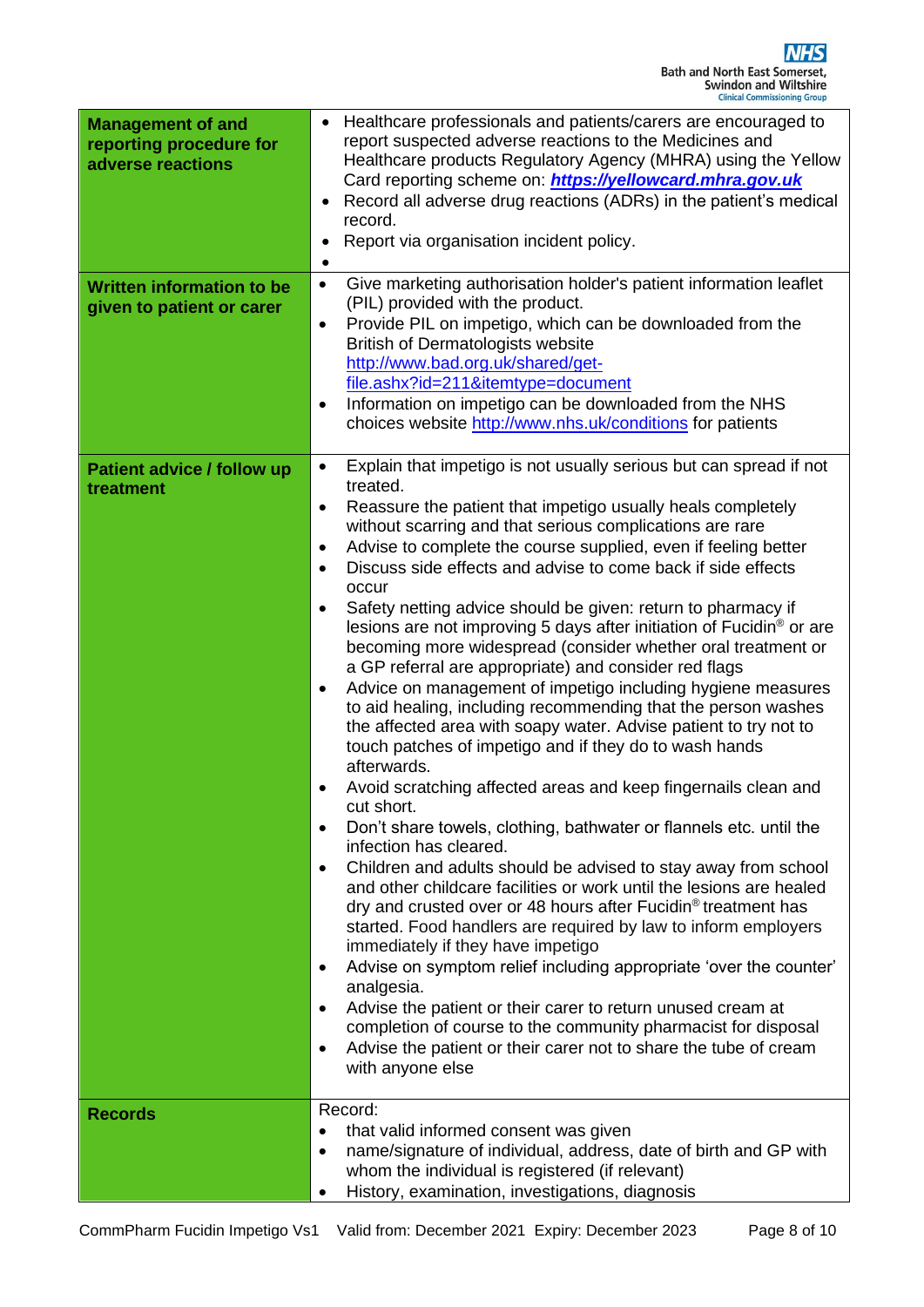| | |
|---|---|
| **Management of and reporting procedure for adverse reactions** | • Healthcare professionals and patients/carers are encouraged to report suspected adverse reactions to the Medicines and Healthcare products Regulatory Agency (MHRA) using the Yellow Card reporting scheme on: ***https://yellowcard.mhra.gov.uk***<br>• Record all adverse drug reactions (ADRs) in the patient's medical record.<br>• Report via organisation incident policy.<br>• |
| **Written information to be given to patient or carer** | • Give marketing authorisation holder's patient information leaflet (PIL) provided with the product.<br>• Provide PIL on impetigo, which can be downloaded from the British of Dermatologists website http://www.bad.org.uk/shared/get-file.ashx?id=211&itemtype=document<br>• Information on impetigo can be downloaded from the NHS choices website http://www.nhs.uk/conditions for patients |
| **Patient advice / follow up treatment** | • Explain that impetigo is not usually serious but can spread if not treated.<br>• Reassure the patient that impetigo usually heals completely without scarring and that serious complications are rare<br>• Advise to complete the course supplied, even if feeling better<br>• Discuss side effects and advise to come back if side effects occur<br>• Safety netting advice should be given: return to pharmacy if lesions are not improving 5 days after initiation of Fucidin® or are becoming more widespread (consider whether oral treatment or a GP referral are appropriate) and consider red flags<br>• Advice on management of impetigo including hygiene measures to aid healing, including recommending that the person washes the affected area with soapy water. Advise patient to try not to touch patches of impetigo and if they do to wash hands afterwards.<br>• Avoid scratching affected areas and keep fingernails clean and cut short.<br>• Don't share towels, clothing, bathwater or flannels etc. until the infection has cleared.<br>• Children and adults should be advised to stay away from school and other childcare facilities or work until the lesions are healed dry and crusted over or 48 hours after Fucidin® treatment has started. Food handlers are required by law to inform employers immediately if they have impetigo<br>• Advise on symptom relief including appropriate 'over the counter' analgesia.<br>• Advise the patient or their carer to return unused cream at completion of course to the community pharmacist for disposal<br>• Advise the patient or their carer not to share the tube of cream with anyone else |
| **Records** | Record:<br>• that valid informed consent was given<br>• name/signature of individual, address, date of birth and GP with whom the individual is registered (if relevant)<br>• History, examination, investigations, diagnosis |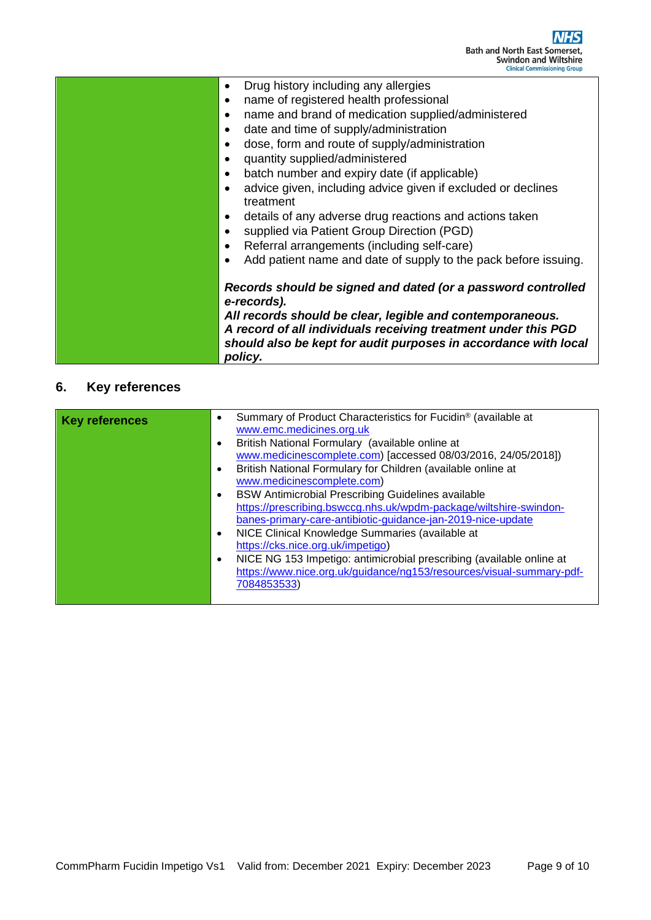| | |
|---|---|
| | • Drug history including any allergies<br>• name of registered health professional<br>• name and brand of medication supplied/administered<br>• date and time of supply/administration<br>• dose, form and route of supply/administration<br>• quantity supplied/administered<br>• batch number and expiry date (if applicable)<br>• advice given, including advice given if excluded or declines treatment<br>• details of any adverse drug reactions and actions taken<br>• supplied via Patient Group Direction (PGD)<br>• Referral arrangements (including self-care)<br>• Add patient name and date of supply to the pack before issuing.<br><br>***Records should be signed and dated (or a password controlled e-records).***<br>***All records should be clear, legible and contemporaneous.***<br>***A record of all individuals receiving treatment under this PGD should also be kept for audit purposes in accordance with local policy.*** |

## 6. Key references

| | |
|---|---|
| **Key references** | • Summary of Product Characteristics for Fucidin® (available at www.emc.medicines.org.uk<br>• British National Formulary (available online at www.medicinescomplete.com) [accessed 08/03/2016, 24/05/2018])<br>• British National Formulary for Children (available online at www.medicinescomplete.com)<br>• BSW Antimicrobial Prescribing Guidelines available https://prescribing.bswccg.nhs.uk/wpdm-package/wiltshire-swindon-banes-primary-care-antibiotic-guidance-jan-2019-nice-update<br>• NICE Clinical Knowledge Summaries (available at https://cks.nice.org.uk/impetigo)<br>• NICE NG 153 Impetigo: antimicrobial prescribing (available online at https://www.nice.org.uk/guidance/ng153/resources/visual-summary-pdf-7084853533) |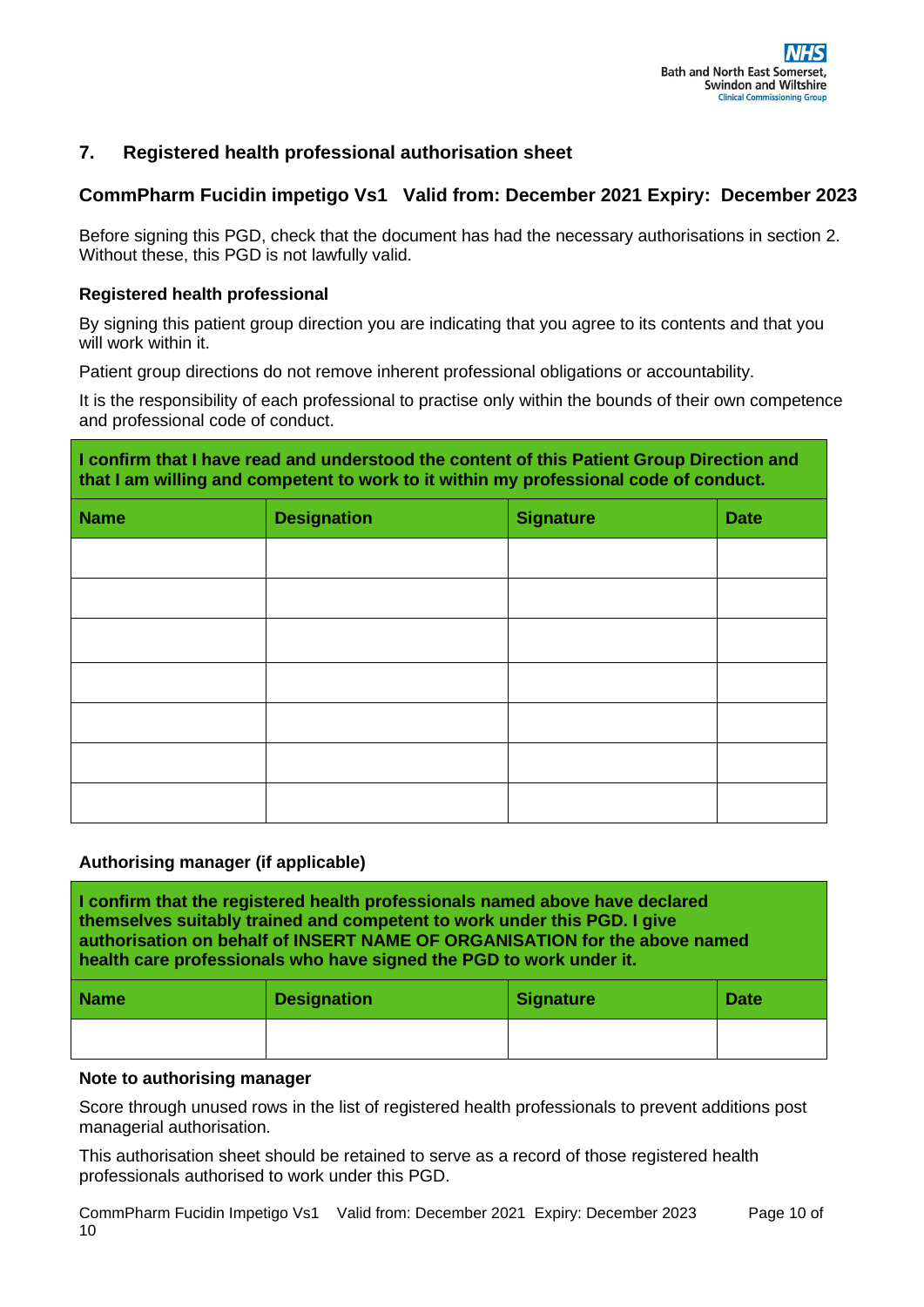## 7. Registered health professional authorisation sheet

### CommPharm Fucidin impetigo Vs1 Valid from: December 2021 Expiry: December 2023

Before signing this PGD, check that the document has had the necessary authorisations in section 2. Without these, this PGD is not lawfully valid.

**Registered health professional**

By signing this patient group direction you are indicating that you agree to its contents and that you will work within it.

Patient group directions do not remove inherent professional obligations or accountability.

It is the responsibility of each professional to practise only within the bounds of their own competence and professional code of conduct.

**I confirm that I have read and understood the content of this Patient Group Direction and that I am willing and competent to work to it within my professional code of conduct.**

| Name | Designation | Signature | Date |
|---|---|---|---|
| | | | |
| | | | |
| | | | |
| | | | |
| | | | |
| | | | |
| | | | |

**Authorising manager (if applicable)**

**I confirm that the registered health professionals named above have declared themselves suitably trained and competent to work under this PGD. I give authorisation on behalf of INSERT NAME OF ORGANISATION for the above named health care professionals who have signed the PGD to work under it.**

| Name | Designation | Signature | Date |
|---|---|---|---|
| | | | |

**Note to authorising manager**

Score through unused rows in the list of registered health professionals to prevent additions post managerial authorisation.

This authorisation sheet should be retained to serve as a record of those registered health professionals authorised to work under this PGD.